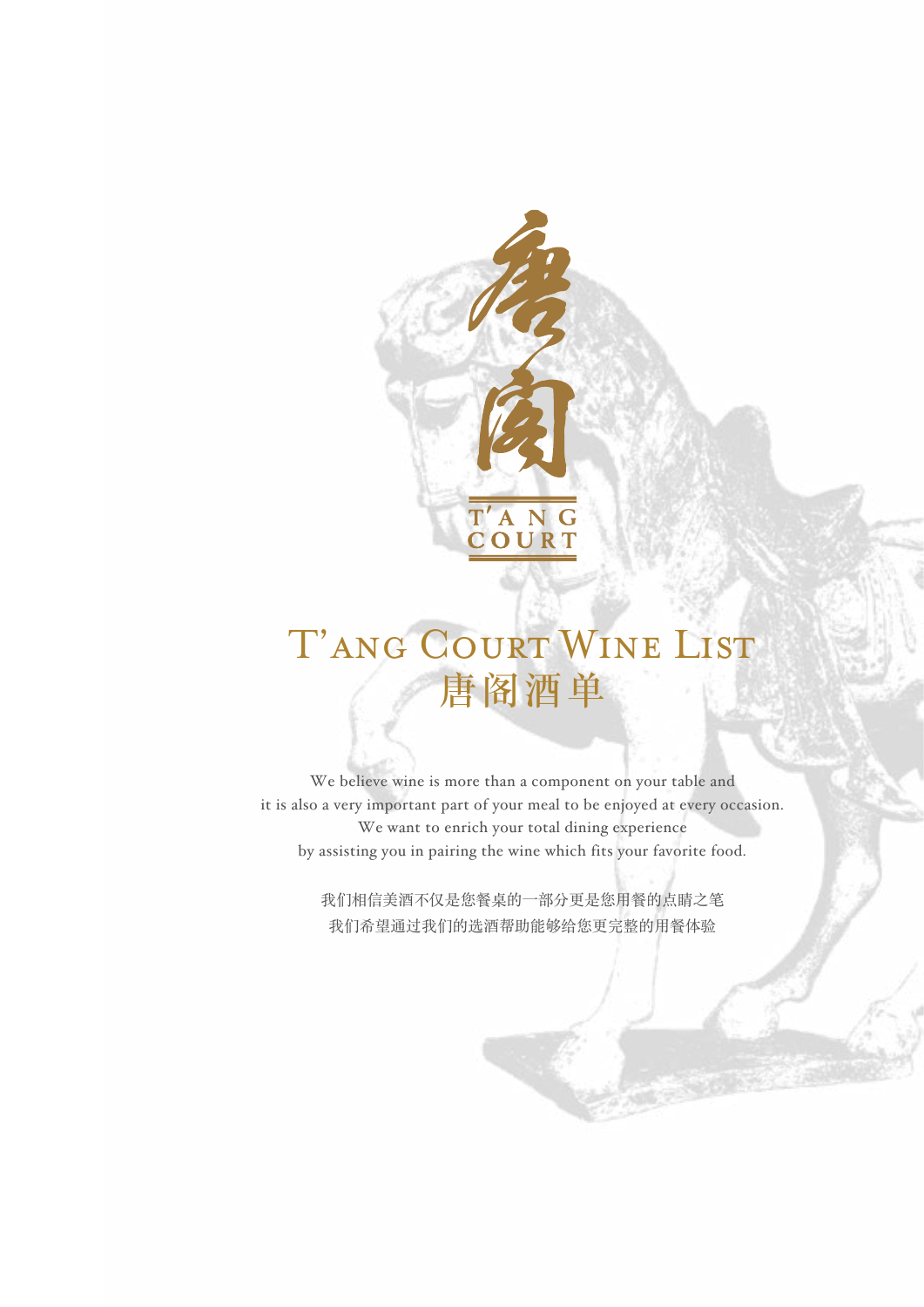唐阁

T'ANG COURT

# T'ANG COURT WINE LIST
# 唐阁酒单

We believe wine is more than a component on your table and
it is also a very important part of your meal to be enjoyed at every occasion.
We want to enrich your total dining experience
by assisting you in pairing the wine which fits your favorite food.

我们相信美酒不仅是您餐桌的一部分更是您用餐的点睛之笔
我们希望通过我们的选酒帮助能够给您更完整的用餐体验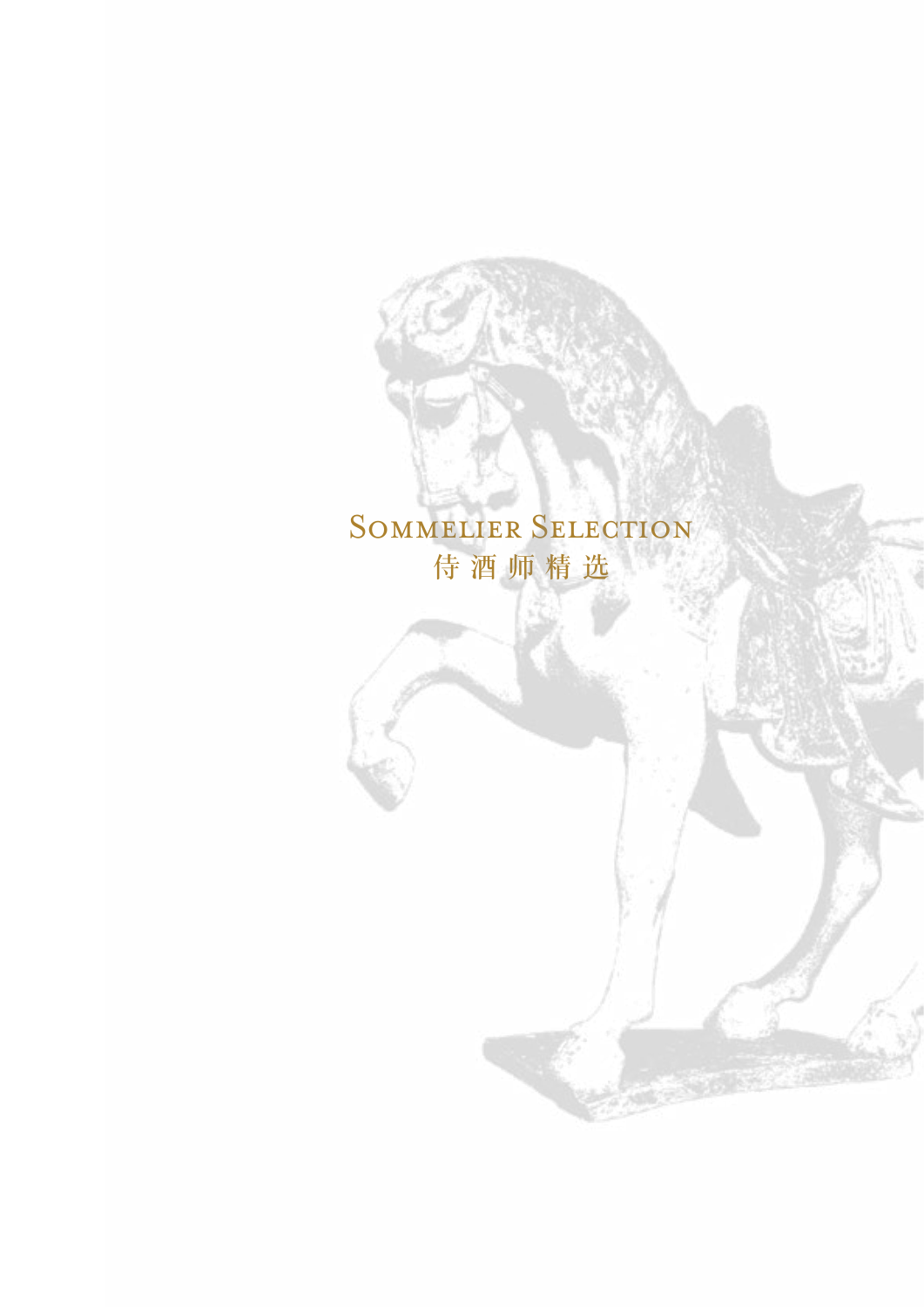# Sommelier Selection
# 侍 酒 师 精 选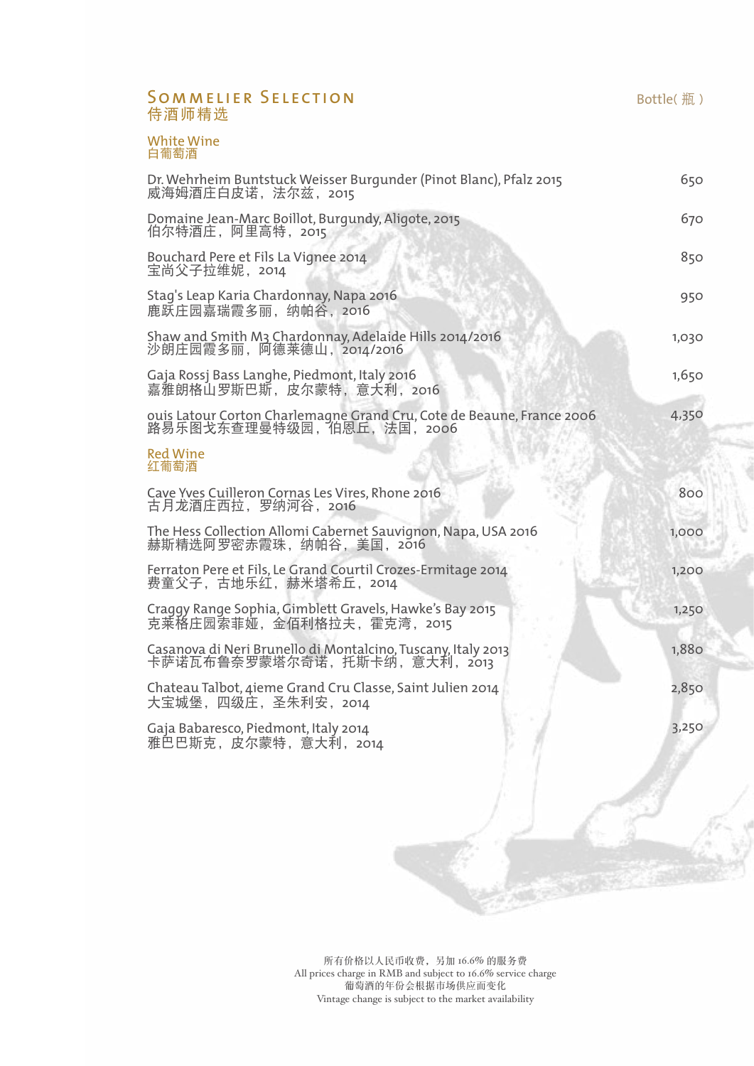# Sommelier Selection
# 侍酒师精选

Bottle( 瓶 )

## White Wine
## 白葡萄酒

| Wine | Bottle( 瓶 ) |
|---|---|
| Dr. Wehrheim Buntstuck Weisser Burgunder (Pinot Blanc), Pfalz 2015<br>威海姆酒庄白皮诺，法尔兹，2015 | 650 |
| Domaine Jean-Marc Boillot, Burgundy, Aligote, 2015<br>伯尔特酒庄，阿里高特，2015 | 670 |
| Bouchard Pere et Fils La Vignee 2014<br>宝尚父子拉维妮，2014 | 850 |
| Stag's Leap Karia Chardonnay, Napa 2016<br>鹿跃庄园嘉瑞霞多丽，纳帕谷，2016 | 950 |
| Shaw and Smith M3 Chardonnay, Adelaide Hills 2014/2016<br>沙朗庄园霞多丽，阿德莱德山，2014/2016 | 1,030 |
| Gaja Rossj Bass Langhe, Piedmont, Italy 2016<br>嘉雅朗格山罗斯巴斯，皮尔蒙特，意大利，2016 | 1,650 |
| ouis Latour Corton Charlemagne Grand Cru, Cote de Beaune, France 2006<br>路易乐图戈东查理曼特级园，伯恩丘，法国，2006 | 4,350 |

## Red Wine
## 红葡萄酒

| Wine | Bottle( 瓶 ) |
|---|---|
| Cave Yves Cuilleron Cornas Les Vires, Rhone 2016<br>古月龙酒庄西拉，罗纳河谷，2016 | 800 |
| The Hess Collection Allomi Cabernet Sauvignon, Napa, USA 2016<br>赫斯精选阿罗密赤霞珠，纳帕谷，美国，2016 | 1,000 |
| Ferraton Pere et Fils, Le Grand Courtil Crozes-Ermitage 2014<br>费童父子，古地乐红，赫米塔希丘，2014 | 1,200 |
| Craggy Range Sophia, Gimblett Gravels, Hawke's Bay 2015<br>克莱格庄园索菲娅，金佰利格拉夫，霍克湾，2015 | 1,250 |
| Casanova di Neri Brunello di Montalcino, Tuscany, Italy 2013<br>卡萨诺瓦布鲁奈罗蒙塔尔奇诺，托斯卡纳，意大利，2013 | 1,880 |
| Chateau Talbot, 4ieme Grand Cru Classe, Saint Julien 2014<br>大宝城堡，四级庄，圣朱利安，2014 | 2,850 |
| Gaja Babaresco, Piedmont, Italy 2014<br>雅巴巴斯克，皮尔蒙特，意大利，2014 | 3,250 |

所有价格以人民币收费，另加 16.6% 的服务费
All prices charge in RMB and subject to 16.6% service charge
葡萄酒的年份会根据市场供应而变化
Vintage change is subject to the market availability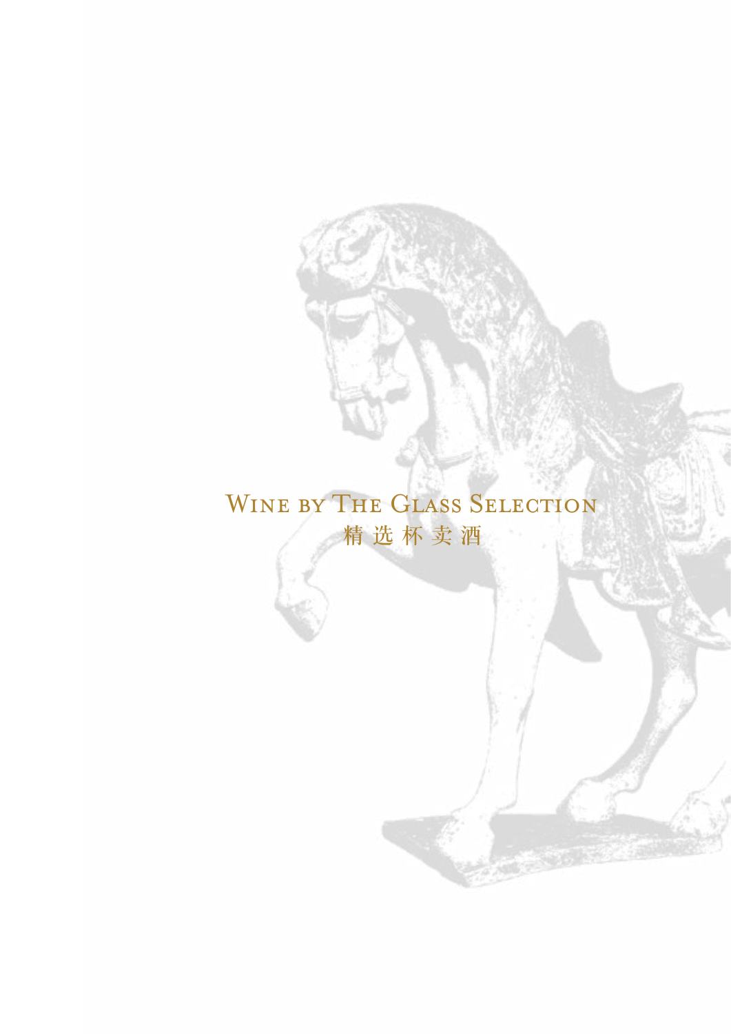# Wine by The Glass Selection

# 精选杯卖酒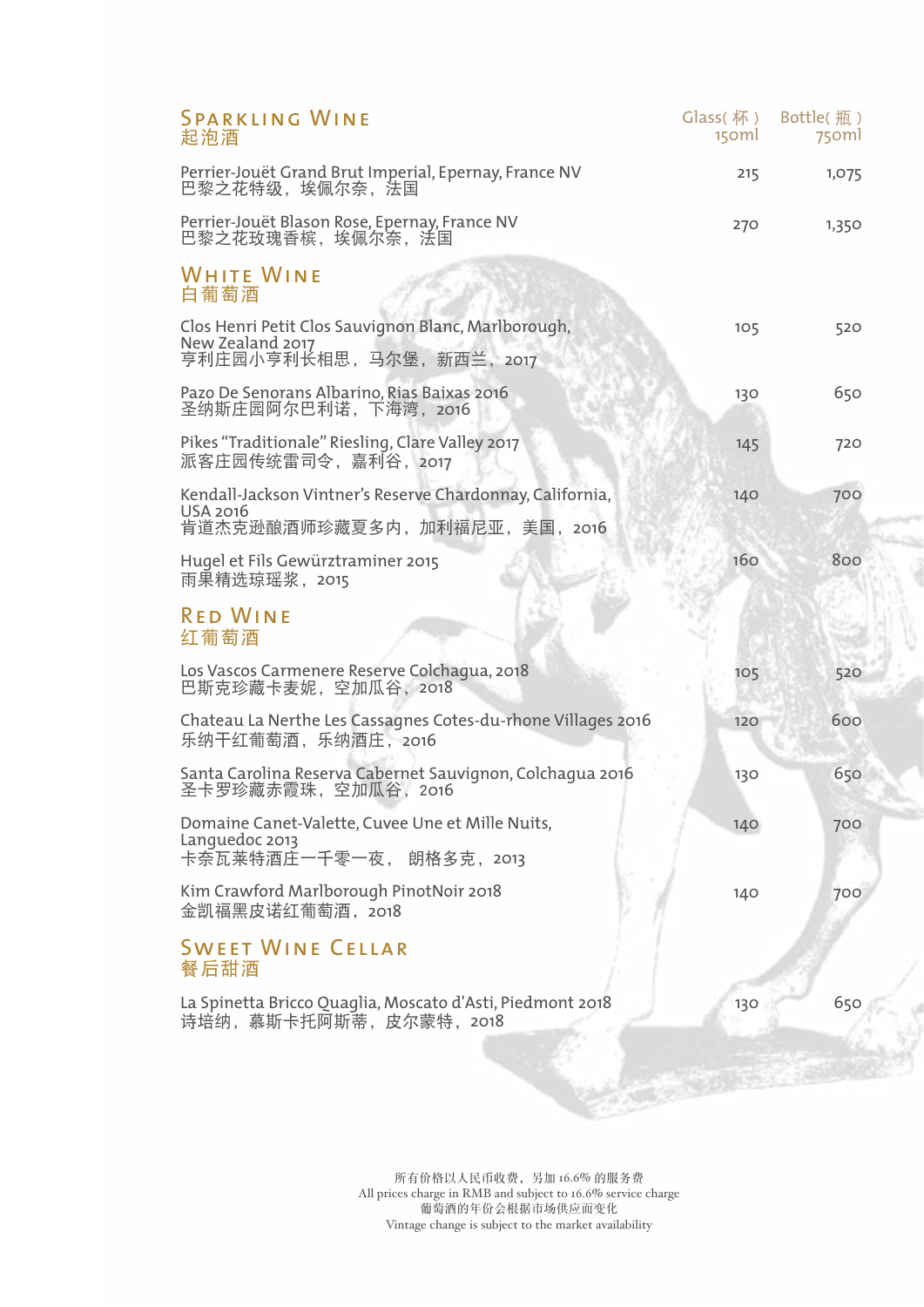| Sparkling Wine 起泡酒 | Glass( 杯 ) 150ml | Bottle( 瓶 ) 750ml |
|---|---|---|
| Perrier-Jouët Grand Brut Imperial, Epernay, France NV 巴黎之花特级，埃佩尔奈，法国 | 215 | 1,075 |
| Perrier-Jouët Blason Rose, Epernay, France NV 巴黎之花玫瑰香槟，埃佩尔奈，法国 | 270 | 1,350 |

## White Wine
## 白葡萄酒

| | | |
|---|---|---|
| Clos Henri Petit Clos Sauvignon Blanc, Marlborough, New Zealand 2017 亨利庄园小亨利长相思，马尔堡，新西兰，2017 | 105 | 520 |
| Pazo De Senorans Albarino, Rias Baixas 2016 圣纳斯庄园阿尔巴利诺，下海湾，2016 | 130 | 650 |
| Pikes "Traditionale" Riesling, Clare Valley 2017 派客庄园传统雷司令，嘉利谷，2017 | 145 | 720 |
| Kendall-Jackson Vintner's Reserve Chardonnay, California, USA 2016 肯道杰克逊酿酒师珍藏夏多内，加利福尼亚，美国，2016 | 140 | 700 |
| Hugel et Fils Gewürztraminer 2015 雨果精选琼瑶浆，2015 | 160 | 800 |

## Red Wine
## 红葡萄酒

| | | |
|---|---|---|
| Los Vascos Carmenere Reserve Colchagua, 2018 巴斯克珍藏卡麦妮，空加瓜谷，2018 | 105 | 520 |
| Chateau La Nerthe Les Cassagnes Cotes-du-rhone Villages 2016 乐纳干红葡萄酒，乐纳酒庄，2016 | 120 | 600 |
| Santa Carolina Reserva Cabernet Sauvignon, Colchagua 2016 圣卡罗珍藏赤霞珠，空加瓜谷，2016 | 130 | 650 |
| Domaine Canet-Valette, Cuvee Une et Mille Nuits, Languedoc 2013 卡奈瓦莱特酒庄一千零一夜， 朗格多克，2013 | 140 | 700 |
| Kim Crawford Marlborough PinotNoir 2018 金凯福黑皮诺红葡萄酒，2018 | 140 | 700 |

## Sweet Wine Cellar
## 餐后甜酒

| | | |
|---|---|---|
| La Spinetta Bricco Quaglia, Moscato d'Asti, Piedmont 2018 诗培纳，慕斯卡托阿斯蒂，皮尔蒙特，2018 | 130 | 650 |

所有价格以人民币收费，另加16.6%的服务费
All prices charge in RMB and subject to 16.6% service charge
葡萄酒的年份会根据市场供应而变化
Vintage change is subject to the market availability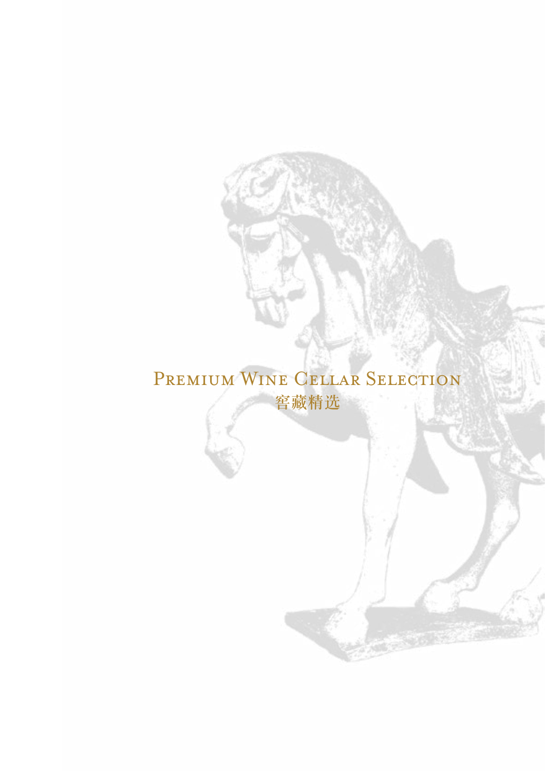# Premium Wine Cellar Selection
窖藏精选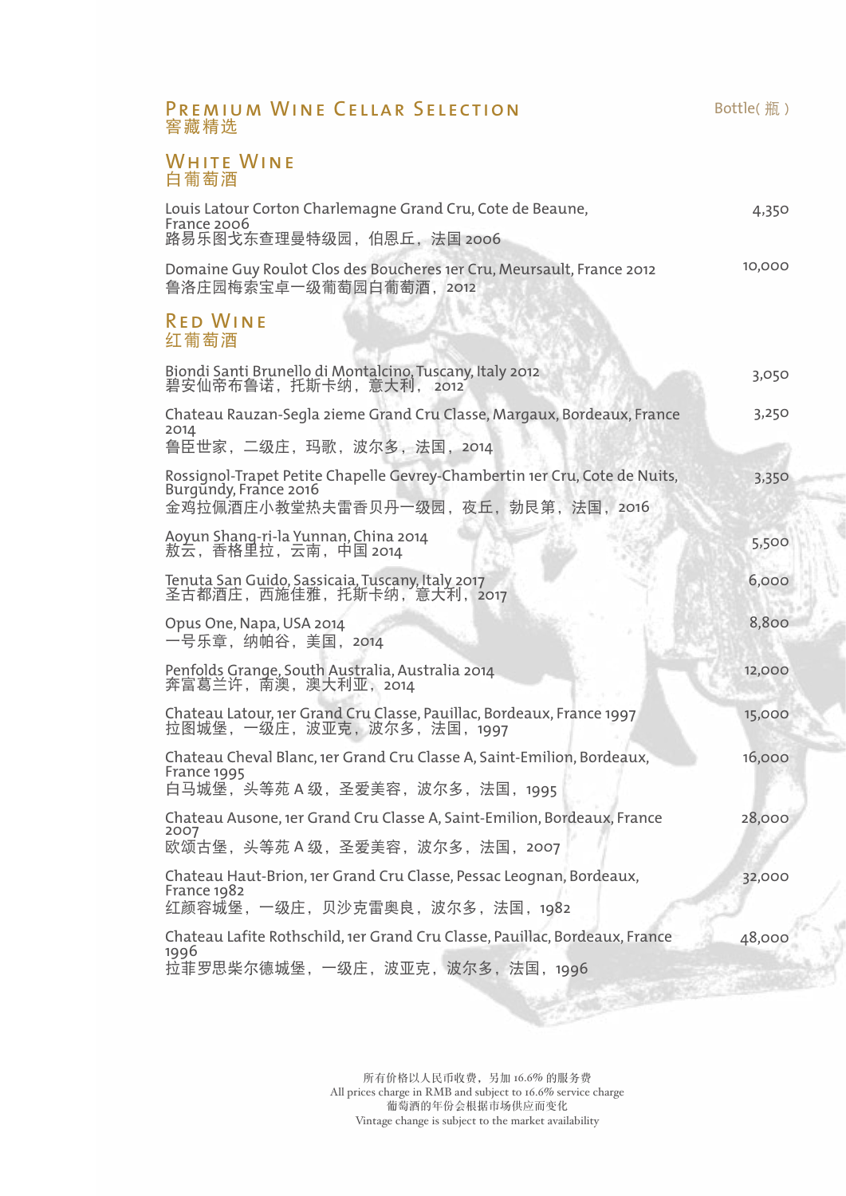# Premium Wine Cellar Selection
# 窖藏精选

Bottle( 瓶 )

## White Wine
## 白葡萄酒

| Wine | Bottle( 瓶 ) |
|---|---|
| Louis Latour Corton Charlemagne Grand Cru, Cote de Beaune, France 2006<br>路易乐图戈东查理曼特级园，伯恩丘，法国 2006 | 4,350 |
| Domaine Guy Roulot Clos des Boucheres 1er Cru, Meursault, France 2012<br>鲁洛庄园梅索宝卓一级葡萄园白葡萄酒，2012 | 10,000 |

## Red Wine
## 红葡萄酒

| Wine | Bottle( 瓶 ) |
|---|---|
| Biondi Santi Brunello di Montalcino, Tuscany, Italy 2012<br>碧安仙帝布鲁诺，托斯卡纳，意大利， 2012 | 3,050 |
| Chateau Rauzan-Segla 2ieme Grand Cru Classe, Margaux, Bordeaux, France 2014<br>鲁臣世家，二级庄，玛歌，波尔多，法国，2014 | 3,250 |
| Rossignol-Trapet Petite Chapelle Gevrey-Chambertin 1er Cru, Cote de Nuits, Burgundy, France 2016<br>金鸡拉佩酒庄小教堂热夫雷香贝丹一级园，夜丘，勃艮第，法国，2016 | 3,350 |
| Aoyun Shang-ri-la Yunnan, China 2014<br>敖云，香格里拉，云南，中国 2014 | 5,500 |
| Tenuta San Guido, Sassicaia, Tuscany, Italy 2017<br>圣古都酒庄，西施佳雅，托斯卡纳，意大利，2017 | 6,000 |
| Opus One, Napa, USA 2014<br>一号乐章，纳帕谷，美国，2014 | 8,800 |
| Penfolds Grange, South Australia, Australia 2014<br>奔富葛兰许，南澳，澳大利亚，2014 | 12,000 |
| Chateau Latour, 1er Grand Cru Classe, Pauillac, Bordeaux, France 1997<br>拉图城堡，一级庄，波亚克，波尔多，法国，1997 | 15,000 |
| Chateau Cheval Blanc, 1er Grand Cru Classe A, Saint-Emilion, Bordeaux, France 1995<br>白马城堡，头等苑 A 级，圣爱美容，波尔多，法国，1995 | 16,000 |
| Chateau Ausone, 1er Grand Cru Classe A, Saint-Emilion, Bordeaux, France 2007<br>欧颂古堡，头等苑 A 级，圣爱美容，波尔多，法国，2007 | 28,000 |
| Chateau Haut-Brion, 1er Grand Cru Classe, Pessac Leognan, Bordeaux, France 1982<br>红颜容城堡，一级庄，贝沙克雷奥良，波尔多，法国，1982 | 32,000 |
| Chateau Lafite Rothschild, 1er Grand Cru Classe, Pauillac, Bordeaux, France 1996<br>拉菲罗思柴尔德城堡，一级庄，波亚克，波尔多，法国，1996 | 48,000 |

所有价格以人民币收费，另加 16.6% 的服务费
All prices charge in RMB and subject to 16.6% service charge
葡萄酒的年份会根据市场供应而变化
Vintage change is subject to the market availability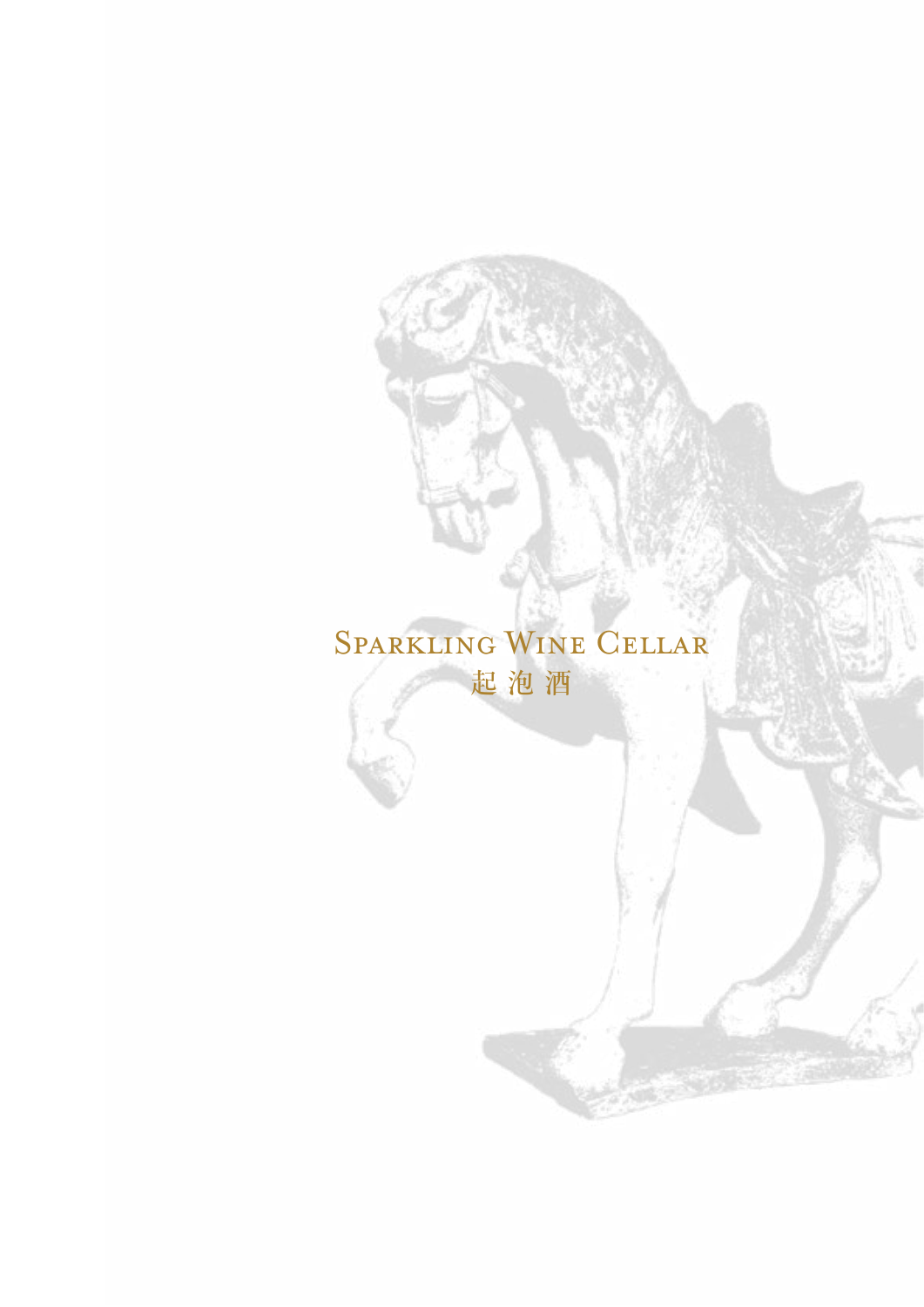# Sparkling Wine Cellar
# 起 泡 酒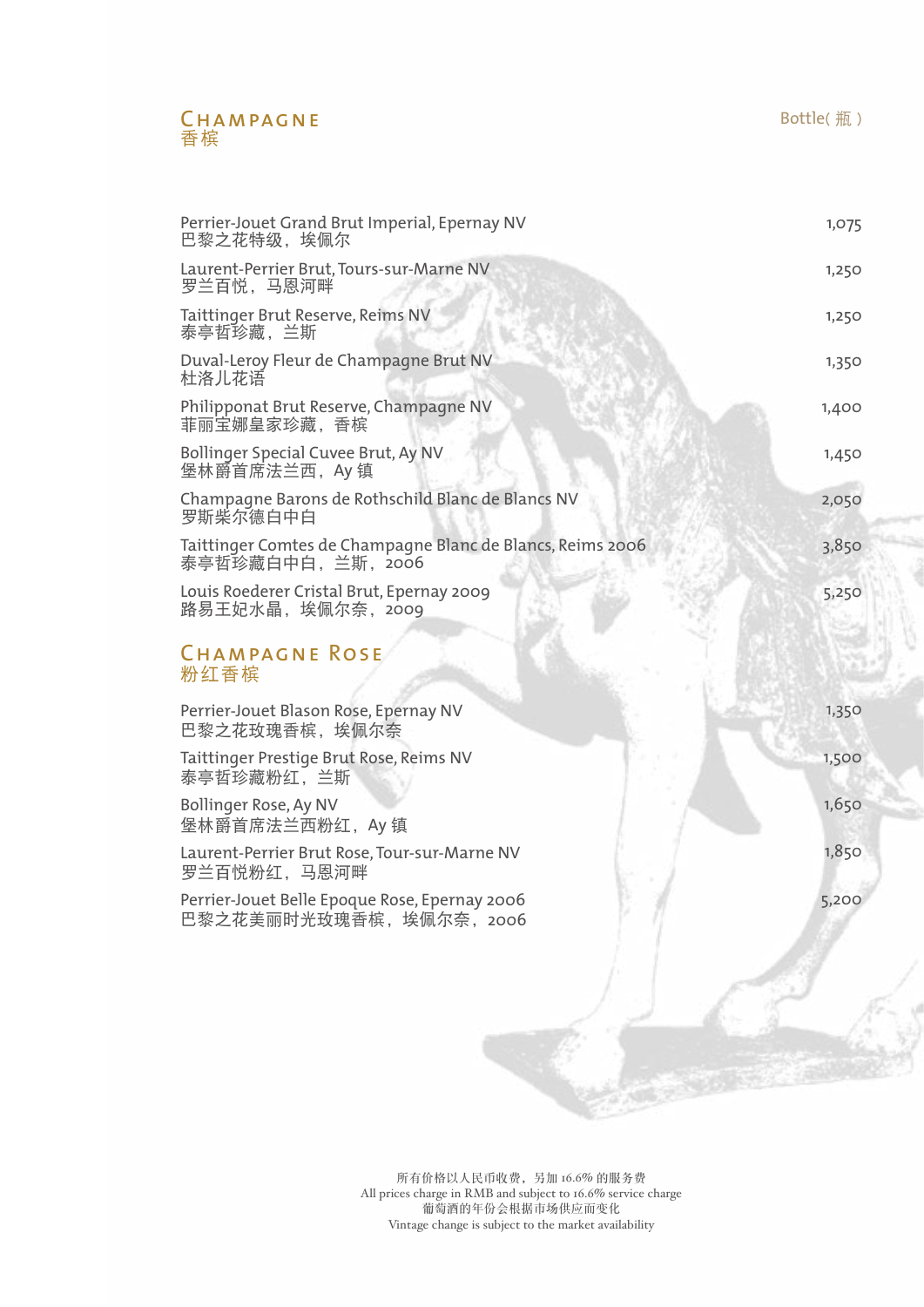## Champagne
## 香槟

| | Bottle( 瓶 ) |
|---|---|
| Perrier-Jouet Grand Brut Imperial, Epernay NV<br>巴黎之花特级，埃佩尔 | 1,075 |
| Laurent-Perrier Brut, Tours-sur-Marne NV<br>罗兰百悦，马恩河畔 | 1,250 |
| Taittinger Brut Reserve, Reims NV<br>泰亭哲珍藏，兰斯 | 1,250 |
| Duval-Leroy Fleur de Champagne Brut NV<br>杜洛儿花语 | 1,350 |
| Philipponat Brut Reserve, Champagne NV<br>菲丽宝娜皇家珍藏，香槟 | 1,400 |
| Bollinger Special Cuvee Brut, Ay NV<br>堡林爵首席法兰西，Ay 镇 | 1,450 |
| Champagne Barons de Rothschild Blanc de Blancs NV<br>罗斯柴尔德白中白 | 2,050 |
| Taittinger Comtes de Champagne Blanc de Blancs, Reims 2006<br>泰亭哲珍藏白中白，兰斯，2006 | 3,850 |
| Louis Roederer Cristal Brut, Epernay 2009<br>路易王妃水晶，埃佩尔奈，2009 | 5,250 |

## Champagne Rose
## 粉红香槟

| | |
|---|---|
| Perrier-Jouet Blason Rose, Epernay NV<br>巴黎之花玫瑰香槟，埃佩尔奈 | 1,350 |
| Taittinger Prestige Brut Rose, Reims NV<br>泰亭哲珍藏粉红，兰斯 | 1,500 |
| Bollinger Rose, Ay NV<br>堡林爵首席法兰西粉红，Ay 镇 | 1,650 |
| Laurent-Perrier Brut Rose, Tour-sur-Marne NV<br>罗兰百悦粉红，马恩河畔 | 1,850 |
| Perrier-Jouet Belle Epoque Rose, Epernay 2006<br>巴黎之花美丽时光玫瑰香槟，埃佩尔奈，2006 | 5,200 |

所有价格以人民币收费，另加 16.6% 的服务费
All prices charge in RMB and subject to 16.6% service charge
葡萄酒的年份会根据市场供应而变化
Vintage change is subject to the market availability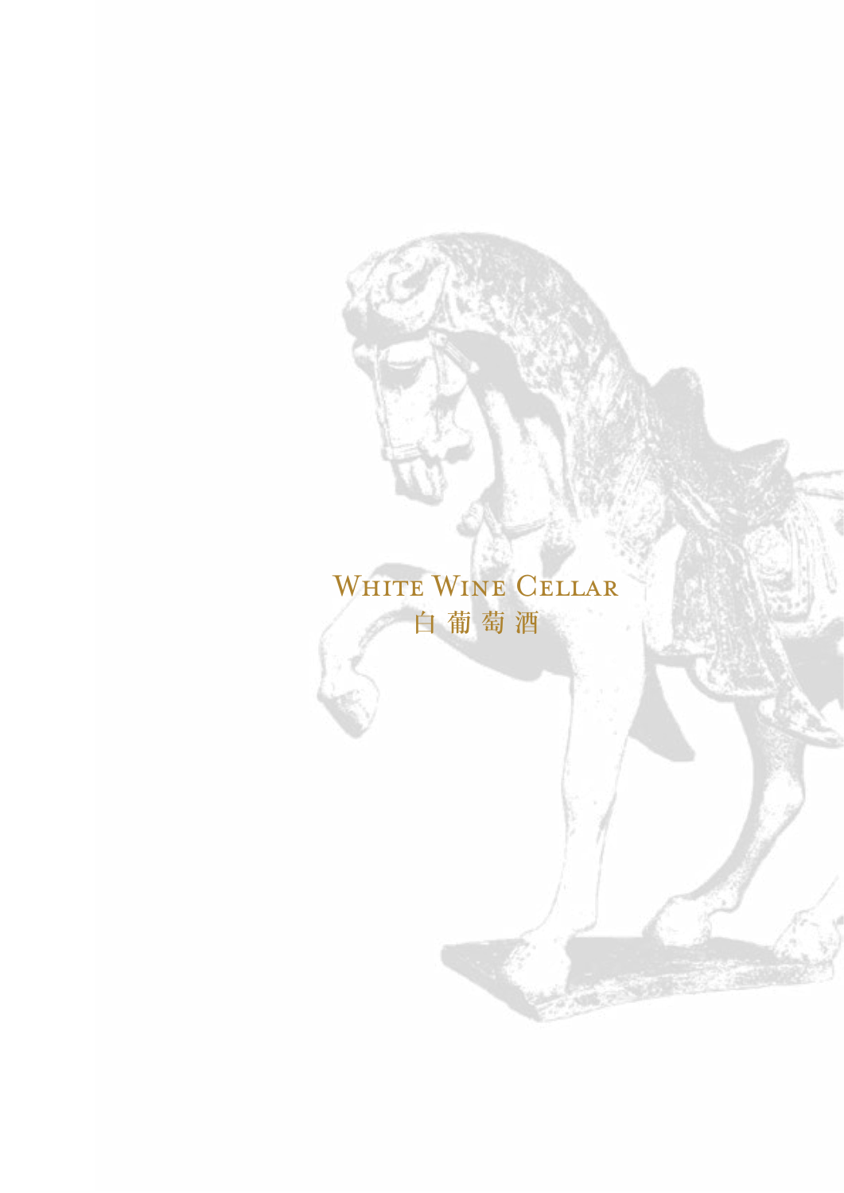# White Wine Cellar

# 白 葡 萄 酒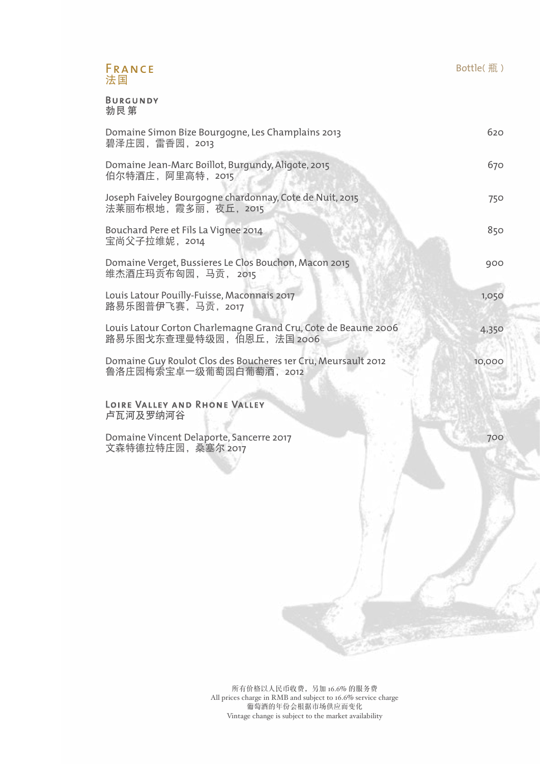# France
# 法国

Bottle( 瓶 )

## Burgundy
## 勃艮第

| Wine | Bottle( 瓶 ) |
| --- | --- |
| Domaine Simon Bize Bourgogne, Les Champlains 2013<br>碧泽庄园，雷香园，2013 | 620 |
| Domaine Jean-Marc Boillot, Burgundy, Aligote, 2015<br>伯尔特酒庄，阿里高特，2015 | 670 |
| Joseph Faiveley Bourgogne chardonnay, Cote de Nuit, 2015<br>法莱丽布根地，霞多丽，夜丘，2015 | 750 |
| Bouchard Pere et Fils La Vignee 2014<br>宝尚父子拉维妮，2014 | 850 |
| Domaine Verget, Bussieres Le Clos Bouchon, Macon 2015<br>维杰酒庄玛贡布匈园，马贡， 2015 | 900 |
| Louis Latour Pouilly-Fuisse, Maconnais 2017<br>路易乐图普伊飞赛，马贡，2017 | 1,050 |
| Louis Latour Corton Charlemagne Grand Cru, Cote de Beaune 2006<br>路易乐图戈东查理曼特级园，伯恩丘，法国 2006 | 4,350 |
| Domaine Guy Roulot Clos des Boucheres 1er Cru, Meursault 2012<br>鲁洛庄园梅索宝卓一级葡萄园白葡萄酒，2012 | 10,000 |

## Loire Valley and Rhone Valley
## 卢瓦河及罗纳河谷

| Wine | Bottle( 瓶 ) |
| --- | --- |
| Domaine Vincent Delaporte, Sancerre 2017<br>文森特德拉特庄园，桑塞尔 2017 | 700 |

所有价格以人民币收费，另加 16.6% 的服务费  
All prices charge in RMB and subject to 16.6% service charge  
葡萄酒的年份会根据市场供应而变化  
Vintage change is subject to the market availability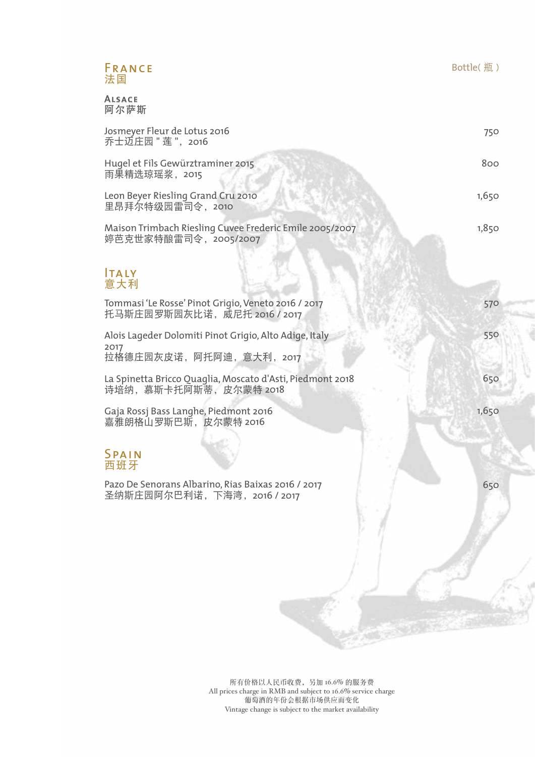# France
# 法国

Bottle( 瓶 )

## Alsace
## 阿尔萨斯

| Wine | Bottle( 瓶 ) |
|---|---|
| Josmeyer Fleur de Lotus 2016<br>乔士迈庄园 " 莲 "，2016 | 750 |
| Hugel et Fils Gewürztraminer 2015<br>雨果精选琼瑶浆，2015 | 800 |
| Leon Beyer Riesling Grand Cru 2010<br>里昂拜尔特级园雷司令，2010 | 1,650 |
| Maison Trimbach Riesling Cuvee Frederic Emile 2005/2007<br>婷芭克世家特酿雷司令，2005/2007 | 1,850 |

# Italy
# 意大利

| Wine | Bottle( 瓶 ) |
|---|---|
| Tommasi 'Le Rosse' Pinot Grigio, Veneto 2016 / 2017<br>托马斯庄园罗斯园灰比诺，威尼托 2016 / 2017 | 570 |
| Alois Lageder Dolomiti Pinot Grigio, Alto Adige, Italy 2017<br>拉格德庄园灰皮诺，阿托阿迪，意大利，2017 | 550 |
| La Spinetta Bricco Quaglia, Moscato d'Asti, Piedmont 2018<br>诗培纳，慕斯卡托阿斯蒂，皮尔蒙特 2018 | 650 |
| Gaja Rossj Bass Langhe, Piedmont 2016<br>嘉雅朗格山罗斯巴斯，皮尔蒙特 2016 | 1,650 |

# Spain
# 西班牙

| Wine | Bottle( 瓶 ) |
|---|---|
| Pazo De Senorans Albarino, Rias Baixas 2016 / 2017<br>圣纳斯庄园阿尔巴利诺，下海湾，2016 / 2017 | 650 |

所有价格以人民币收费，另加 16.6% 的服务费
All prices charge in RMB and subject to 16.6% service charge
葡萄酒的年份会根据市场供应而变化
Vintage change is subject to the market availability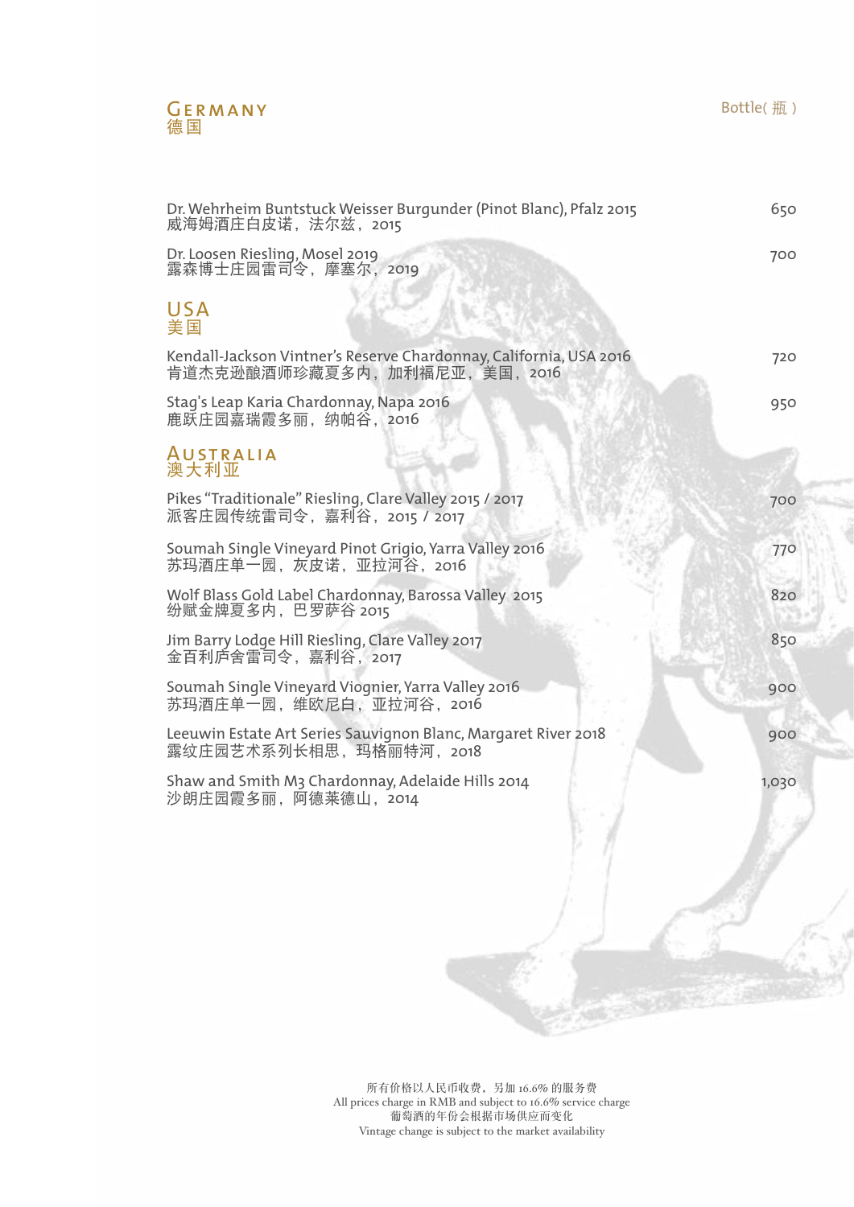## Germany
## 德国

Bottle( 瓶 )

| Wine | Bottle( 瓶 ) |
| --- | --- |
| Dr. Wehrheim Buntstuck Weisser Burgunder (Pinot Blanc), Pfalz 2015<br>威海姆酒庄白皮诺，法尔兹，2015 | 650 |
| Dr. Loosen Riesling, Mosel 2019<br>露森博士庄园雷司令，摩塞尔，2019 | 700 |

## USA
## 美国

| Wine | Bottle( 瓶 ) |
| --- | --- |
| Kendall-Jackson Vintner's Reserve Chardonnay, California, USA 2016<br>肯道杰克逊酿酒师珍藏夏多内，加利福尼亚，美国，2016 | 720 |
| Stag's Leap Karia Chardonnay, Napa 2016<br>鹿跃庄园嘉瑞霞多丽，纳帕谷，2016 | 950 |

## Australia
## 澳大利亚

| Wine | Bottle( 瓶 ) |
| --- | --- |
| Pikes "Traditionale" Riesling, Clare Valley 2015 / 2017<br>派客庄园传统雷司令，嘉利谷，2015 / 2017 | 700 |
| Soumah Single Vineyard Pinot Grigio, Yarra Valley 2016<br>苏玛酒庄单一园，灰皮诺，亚拉河谷，2016 | 770 |
| Wolf Blass Gold Label Chardonnay, Barossa Valley 2015<br>纷赋金牌夏多内，巴罗萨谷 2015 | 820 |
| Jim Barry Lodge Hill Riesling, Clare Valley 2017<br>金百利庐舍雷司令，嘉利谷，2017 | 850 |
| Soumah Single Vineyard Viognier, Yarra Valley 2016<br>苏玛酒庄单一园，维欧尼白，亚拉河谷，2016 | 900 |
| Leeuwin Estate Art Series Sauvignon Blanc, Margaret River 2018<br>露纹庄园艺术系列长相思，玛格丽特河，2018 | 900 |
| Shaw and Smith M3 Chardonnay, Adelaide Hills 2014<br>沙朗庄园霞多丽，阿德莱德山，2014 | 1,030 |

所有价格以人民币收费，另加 16.6% 的服务费
All prices charge in RMB and subject to 16.6% service charge
葡萄酒的年份会根据市场供应而变化
Vintage change is subject to the market availability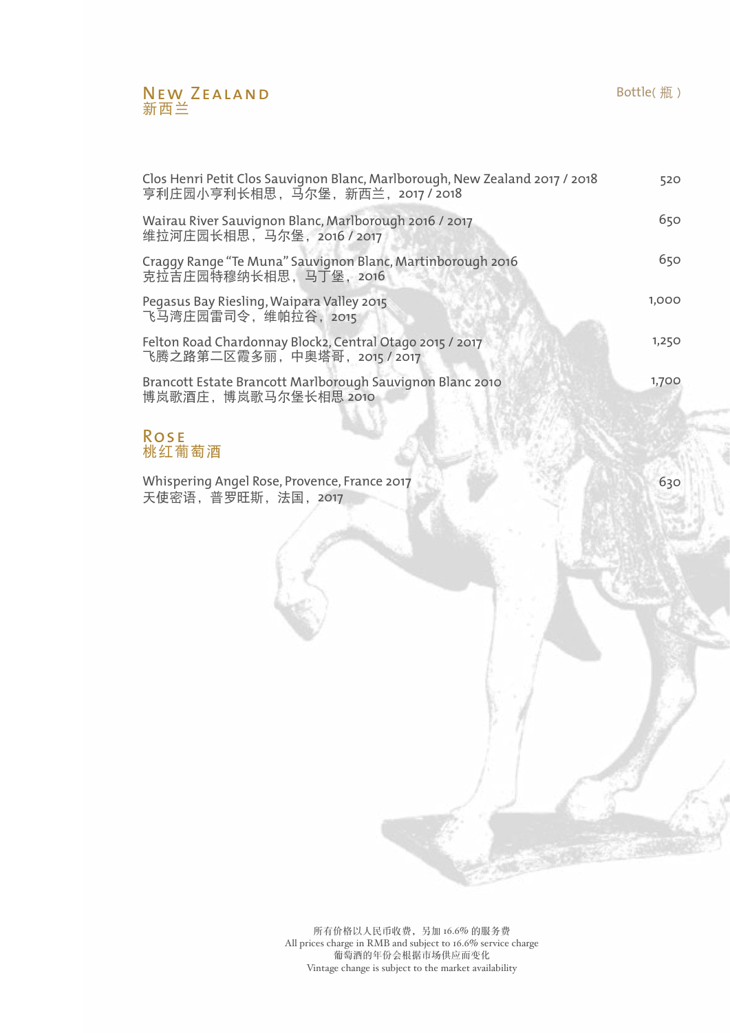## NEW ZEALAND
## 新西兰

Bottle( 瓶 )

| Wine | Bottle( 瓶 ) |
|---|---|
| Clos Henri Petit Clos Sauvignon Blanc, Marlborough, New Zealand 2017 / 2018<br>亨利庄园小亨利长相思，马尔堡，新西兰，2017 / 2018 | 520 |
| Wairau River Sauvignon Blanc, Marlborough 2016 / 2017<br>维拉河庄园长相思，马尔堡，2016 / 2017 | 650 |
| Craggy Range "Te Muna" Sauvignon Blanc, Martinborough 2016<br>克拉吉庄园特穆纳长相思，马丁堡，2016 | 650 |
| Pegasus Bay Riesling, Waipara Valley 2015<br>飞马湾庄园雷司令，维帕拉谷，2015 | 1,000 |
| Felton Road Chardonnay Block2, Central Otago 2015 / 2017<br>飞腾之路第二区霞多丽，中奥塔哥，2015 / 2017 | 1,250 |
| Brancott Estate Brancott Marlborough Sauvignon Blanc 2010<br>博岚歌酒庄，博岚歌马尔堡长相思 2010 | 1,700 |

## ROSE
## 桃红葡萄酒

| Wine | Bottle( 瓶 ) |
|---|---|
| Whispering Angel Rose, Provence, France 2017<br>天使密语，普罗旺斯，法国，2017 | 630 |

所有价格以人民币收费，另加 16.6% 的服务费
All prices charge in RMB and subject to 16.6% service charge
葡萄酒的年份会根据市场供应而变化
Vintage change is subject to the market availability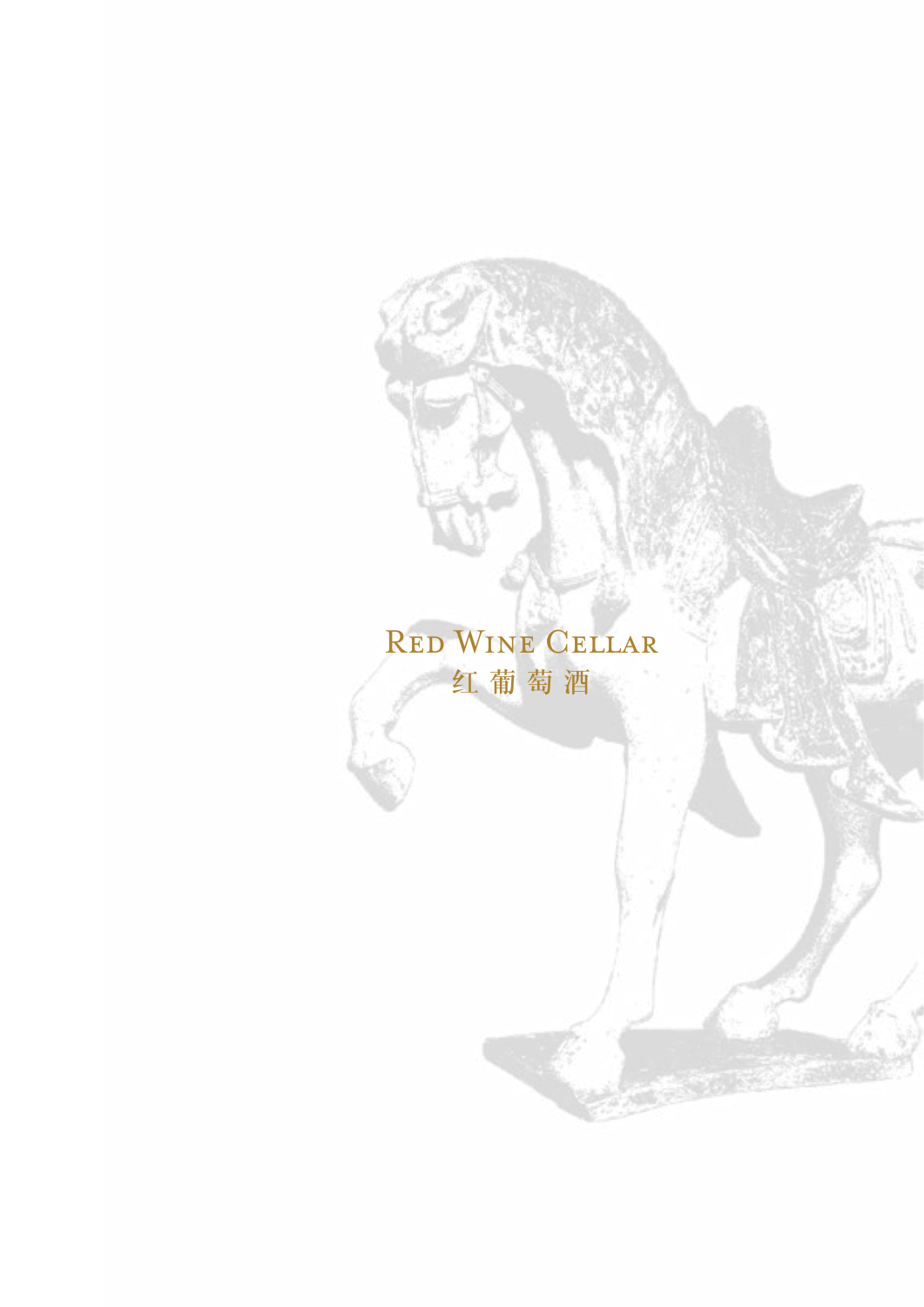# Red Wine Cellar
# 红 葡 萄 酒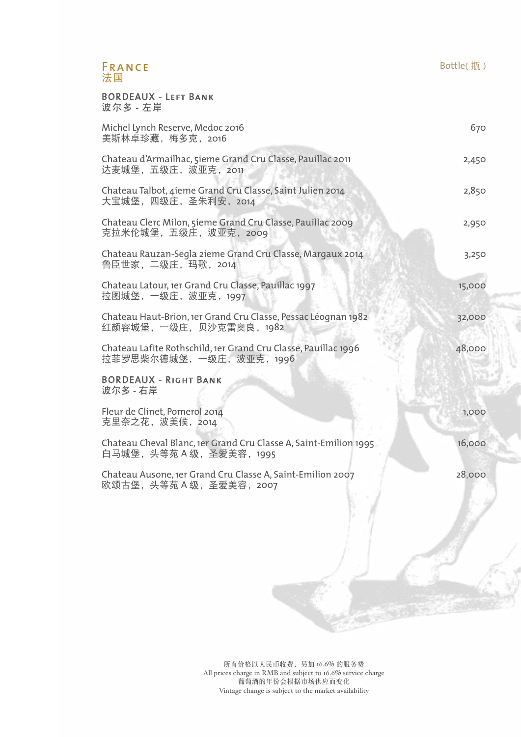# FRANCE
# 法国

Bottle( 瓶 )

## BORDEAUX - LEFT BANK
## 波尔多 - 左岸

| Wine | Bottle( 瓶 ) |
|---|---|
| Michel Lynch Reserve, Medoc 2016<br>美斯林卓珍藏，梅多克，2016 | 670 |
| Chateau d'Armailhac, 5ieme Grand Cru Classe, Pauillac 2011<br>达麦城堡，五级庄，波亚克，2011 | 2,450 |
| Chateau Talbot, 4ieme Grand Cru Classe, Saint Julien 2014<br>大宝城堡，四级庄，圣朱利安，2014 | 2,850 |
| Chateau Clerc Milon, 5ieme Grand Cru Classe, Pauillac 2009<br>克拉米伦城堡，五级庄，波亚克，2009 | 2,950 |
| Chateau Rauzan-Segla 2ieme Grand Cru Classe, Margaux 2014<br>鲁臣世家，二级庄，玛歌，2014 | 3,250 |
| Chateau Latour, 1er Grand Cru Classe, Pauillac 1997<br>拉图城堡，一级庄，波亚克，1997 | 15,000 |
| Chateau Haut-Brion, 1er Grand Cru Classe, Pessac Léognan 1982<br>红颜容城堡，一级庄，贝沙克雷奥良，1982 | 32,000 |
| Chateau Lafite Rothschild, 1er Grand Cru Classe, Pauillac 1996<br>拉菲罗思柴尔德城堡，一级庄，波亚克，1996 | 48,000 |

## BORDEAUX - RIGHT BANK
## 波尔多 - 右岸

| Wine | Bottle( 瓶 ) |
|---|---|
| Fleur de Clinet, Pomerol 2014<br>克里奈之花，波美侯，2014 | 1,000 |
| Chateau Cheval Blanc, 1er Grand Cru Classe A, Saint-Emilion 1995<br>白马城堡，头等苑 A 级，圣爱美容，1995 | 16,000 |
| Chateau Ausone, 1er Grand Cru Classe A, Saint-Emilion 2007<br>欧颂古堡，头等苑 A 级，圣爱美容，2007 | 28,000 |

所有价格以人民币收费，另加 16.6% 的服务费
All prices charge in RMB and subject to 16.6% service charge
葡萄酒的年份会根据市场供应而变化
Vintage change is subject to the market availability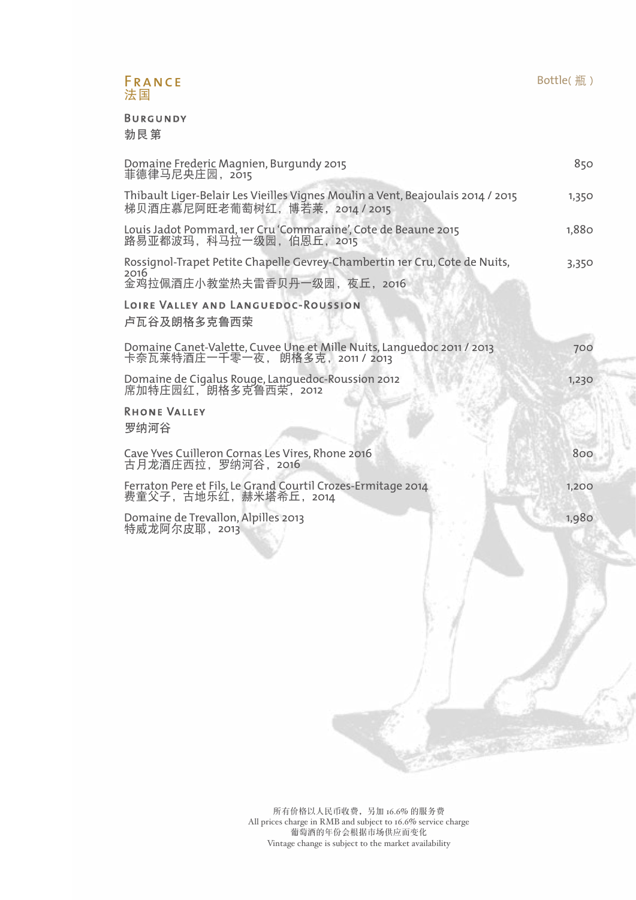# France
# 法国

Bottle( 瓶 )

## Burgundy
## 勃艮第

| Wine | Bottle( 瓶 ) |
| --- | --- |
| Domaine Frederic Magnien, Burgundy 2015<br>菲德律马尼央庄园，2015 | 850 |
| Thibault Liger-Belair Les Vieilles Vignes Moulin a Vent, Beajoulais 2014 / 2015<br>梯贝酒庄慕尼阿旺老葡萄树红，博若莱，2014 / 2015 | 1,350 |
| Louis Jadot Pommard, 1er Cru 'Commaraine', Cote de Beaune 2015<br>路易亚都波玛，科马拉一级园，伯恩丘，2015 | 1,880 |
| Rossignol-Trapet Petite Chapelle Gevrey-Chambertin 1er Cru, Cote de Nuits, 2016<br>金鸡拉佩酒庄小教堂热夫雷香贝丹一级园，夜丘，2016 | 3,350 |

## Loire Valley and Languedoc-Roussion
## 卢瓦谷及朗格多克鲁西荣

| Wine | Bottle( 瓶 ) |
| --- | --- |
| Domaine Canet-Valette, Cuvee Une et Mille Nuits, Languedoc 2011 / 2013<br>卡奈瓦莱特酒庄一千零一夜， 朗格多克，2011 / 2013 | 700 |
| Domaine de Cigalus Rouge, Languedoc-Roussion 2012<br>席加特庄园红，朗格多克鲁西荣，2012 | 1,230 |

## Rhone Valley
## 罗纳河谷

| Wine | Bottle( 瓶 ) |
| --- | --- |
| Cave Yves Cuilleron Cornas Les Vires, Rhone 2016<br>古月龙酒庄西拉，罗纳河谷，2016 | 800 |
| Ferraton Pere et Fils, Le Grand Courtil Crozes-Ermitage 2014<br>费童父子，古地乐红，赫米塔希丘，2014 | 1,200 |
| Domaine de Trevallon, Alpilles 2013<br>特威龙阿尔皮耶，2013 | 1,980 |

所有价格以人民币收费，另加 16.6% 的服务费
All prices charge in RMB and subject to 16.6% service charge
葡萄酒的年份会根据市场供应而变化
Vintage change is subject to the market availability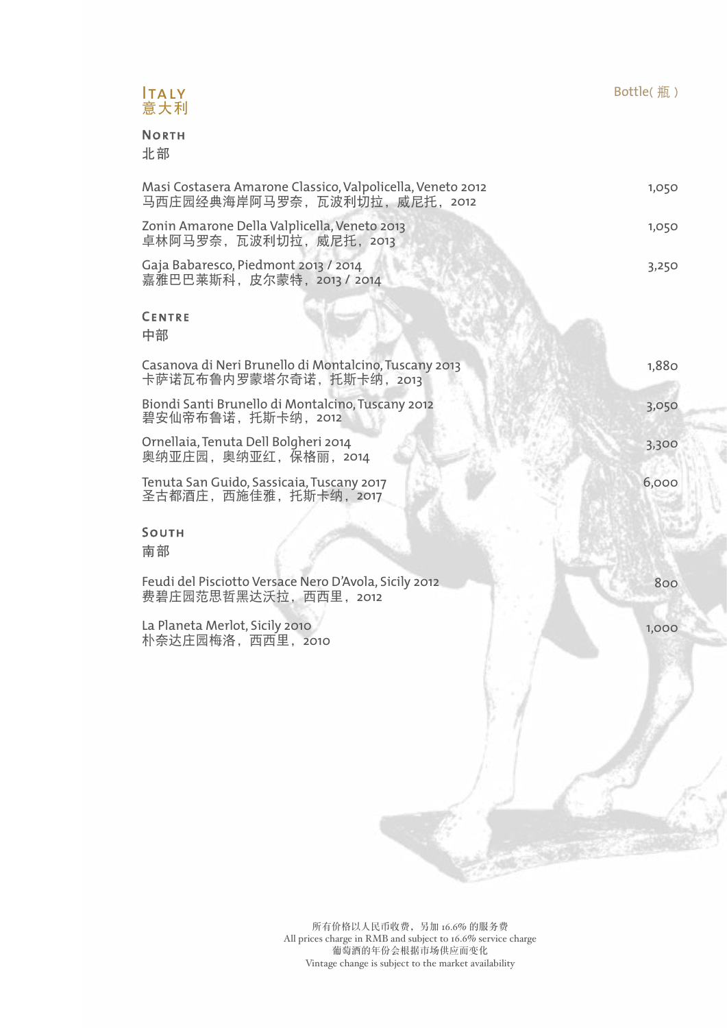# ITALY
# 意大利

Bottle( 瓶 )

## NORTH
## 北部

| Wine | Bottle( 瓶 ) |
|---|---|
| Masi Costasera Amarone Classico, Valpolicella, Veneto 2012<br>马西庄园经典海岸阿马罗奈，瓦波利切拉，威尼托，2012 | 1,050 |
| Zonin Amarone Della Valplicella, Veneto 2013<br>卓林阿马罗奈，瓦波利切拉，威尼托，2013 | 1,050 |
| Gaja Babaresco, Piedmont 2013 / 2014<br>嘉雅巴巴莱斯科，皮尔蒙特，2013 / 2014 | 3,250 |

## CENTRE
## 中部

| Wine | Bottle( 瓶 ) |
|---|---|
| Casanova di Neri Brunello di Montalcino, Tuscany 2013<br>卡萨诺瓦布鲁内罗蒙塔尔奇诺，托斯卡纳，2013 | 1,880 |
| Biondi Santi Brunello di Montalcino, Tuscany 2012<br>碧安仙帝布鲁诺，托斯卡纳，2012 | 3,050 |
| Ornellaia, Tenuta Dell Bolgheri 2014<br>奥纳亚庄园，奥纳亚红，保格丽，2014 | 3,300 |
| Tenuta San Guido, Sassicaia, Tuscany 2017<br>圣古都酒庄，西施佳雅，托斯卡纳，2017 | 6,000 |

## SOUTH
## 南部

| Wine | Bottle( 瓶 ) |
|---|---|
| Feudi del Pisciotto Versace Nero D'Avola, Sicily 2012<br>费碧庄园范思哲黑达沃拉，西西里，2012 | 800 |
| La Planeta Merlot, Sicily 2010<br>朴奈达庄园梅洛，西西里，2010 | 1,000 |

所有价格以人民币收费，另加 16.6% 的服务费
All prices charge in RMB and subject to 16.6% service charge
葡萄酒的年份会根据市场供应而变化
Vintage change is subject to the market availability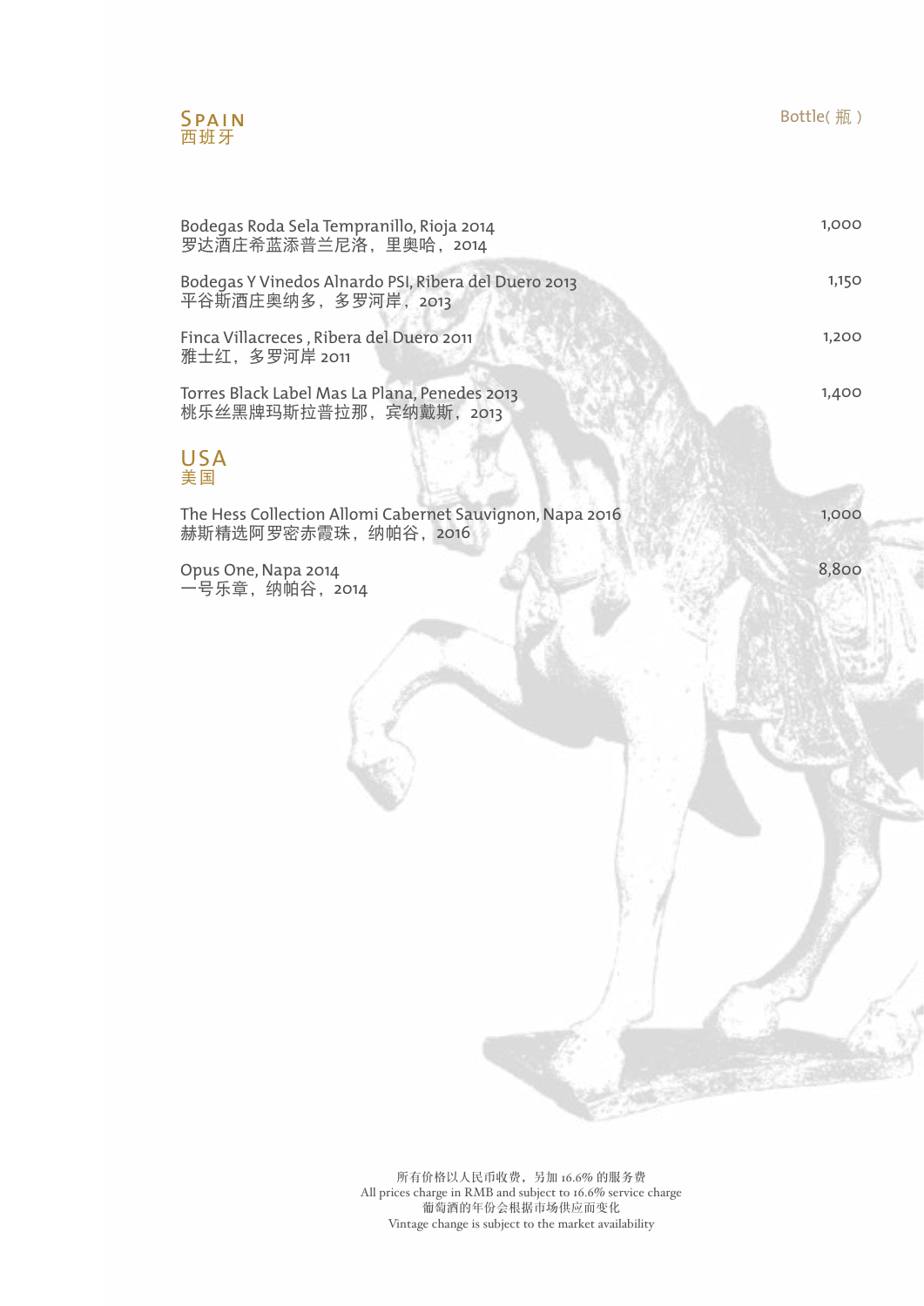## SPAIN
## 西班牙

| | Bottle( 瓶 ) |
|---|---|
| Bodegas Roda Sela Tempranillo, Rioja 2014<br>罗达酒庄希蓝添普兰尼洛，里奥哈，2014 | 1,000 |
| Bodegas Y Vinedos Alnardo PSI, Ribera del Duero 2013<br>平谷斯酒庄奥纳多，多罗河岸，2013 | 1,150 |
| Finca Villacreces , Ribera del Duero 2011<br>雅士红，多罗河岸 2011 | 1,200 |
| Torres Black Label Mas La Plana, Penedes 2013<br>桃乐丝黑牌玛斯拉普拉那，宾纳戴斯，2013 | 1,400 |

## USA
## 美国

| | Bottle( 瓶 ) |
|---|---|
| The Hess Collection Allomi Cabernet Sauvignon, Napa 2016<br>赫斯精选阿罗密赤霞珠，纳帕谷，2016 | 1,000 |
| Opus One, Napa 2014<br>一号乐章，纳帕谷，2014 | 8,800 |

所有价格以人民币收费，另加 16.6% 的服务费
All prices charge in RMB and subject to 16.6% service charge
葡萄酒的年份会根据市场供应而变化
Vintage change is subject to the market availability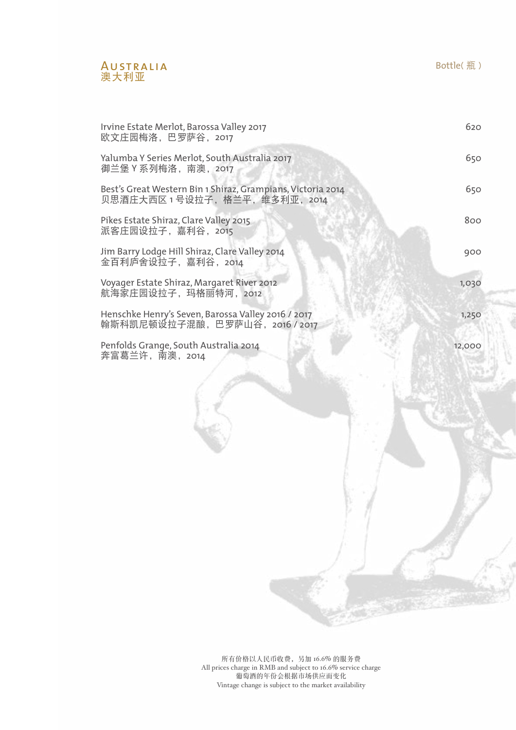# Australia
# 澳大利亚

| | Bottle( 瓶 ) |
|---|---|
| Irvine Estate Merlot, Barossa Valley 2017<br>欧文庄园梅洛，巴罗萨谷，2017 | 620 |
| Yalumba Y Series Merlot, South Australia 2017<br>御兰堡 Y 系列梅洛，南澳，2017 | 650 |
| Best's Great Western Bin 1 Shiraz, Grampians, Victoria 2014<br>贝思酒庄大西区 1 号设拉子，格兰平，维多利亚，2014 | 650 |
| Pikes Estate Shiraz, Clare Valley 2015<br>派客庄园设拉子，嘉利谷，2015 | 800 |
| Jim Barry Lodge Hill Shiraz, Clare Valley 2014<br>金百利庐舍设拉子，嘉利谷，2014 | 900 |
| Voyager Estate Shiraz, Margaret River 2012<br>航海家庄园设拉子，玛格丽特河，2012 | 1,030 |
| Henschke Henry's Seven, Barossa Valley 2016 / 2017<br>翰斯科凯尼顿设拉子混酿，巴罗萨山谷，2016 / 2017 | 1,250 |
| Penfolds Grange, South Australia 2014<br>奔富葛兰许，南澳，2014 | 12,000 |

所有价格以人民币收费，另加 16.6% 的服务费
All prices charge in RMB and subject to 16.6% service charge
葡萄酒的年份会根据市场供应而变化
Vintage change is subject to the market availability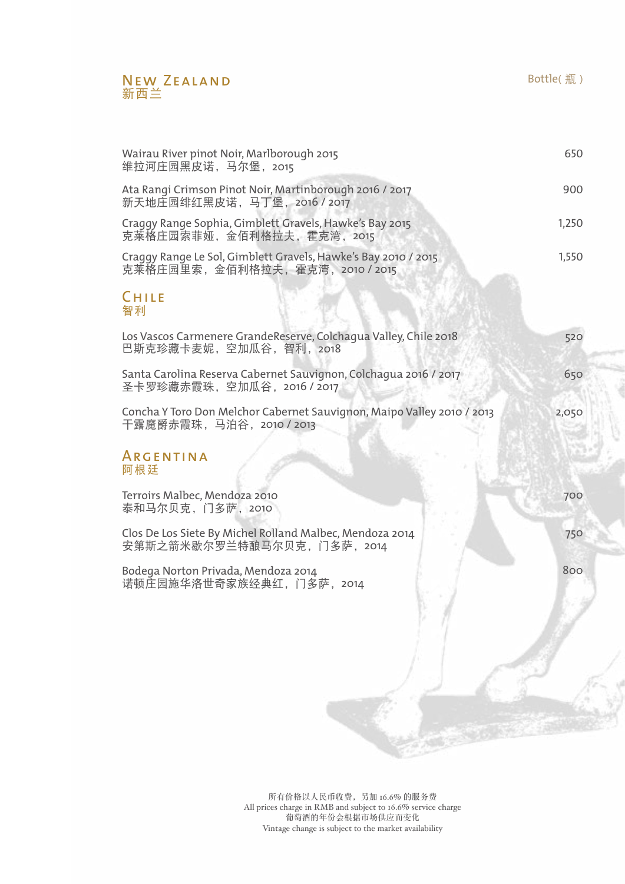## NEW ZEALAND
## 新西兰

Bottle( 瓶 )

| | |
|---|---|
| Wairau River pinot Noir, Marlborough 2015<br>维拉河庄园黑皮诺，马尔堡，2015 | 650 |
| Ata Rangi Crimson Pinot Noir, Martinborough 2016 / 2017<br>新天地庄园绯红黑皮诺，马丁堡，2016 / 2017 | 900 |
| Craggy Range Sophia, Gimblett Gravels, Hawke's Bay 2015<br>克莱格庄园索菲娅，金佰利格拉夫，霍克湾，2015 | 1,250 |
| Craggy Range Le Sol, Gimblett Gravels, Hawke's Bay 2010 / 2015<br>克莱格庄园里索，金佰利格拉夫，霍克湾，2010 / 2015 | 1,550 |

## CHILE
## 智利

| | |
|---|---|
| Los Vascos Carmenere GrandeReserve, Colchagua Valley, Chile 2018<br>巴斯克珍藏卡麦妮，空加瓜谷，智利，2018 | 520 |
| Santa Carolina Reserva Cabernet Sauvignon, Colchagua 2016 / 2017<br>圣卡罗珍藏赤霞珠，空加瓜谷，2016 / 2017 | 650 |
| Concha Y Toro Don Melchor Cabernet Sauvignon, Maipo Valley 2010 / 2013<br>干露魔爵赤霞珠，马泊谷，2010 / 2013 | 2,050 |

## ARGENTINA
## 阿根廷

| | |
|---|---|
| Terroirs Malbec, Mendoza 2010<br>泰和马尔贝克，门多萨，2010 | 700 |
| Clos De Los Siete By Michel Rolland Malbec, Mendoza 2014<br>安第斯之箭米歇尔罗兰特酿马尔贝克，门多萨，2014 | 750 |
| Bodega Norton Privada, Mendoza 2014<br>诺顿庄园施华洛世奇家族经典红，门多萨，2014 | 800 |

所有价格以人民币收费，另加 16.6% 的服务费
All prices charge in RMB and subject to 16.6% service charge
葡萄酒的年份会根据市场供应而变化
Vintage change is subject to the market availability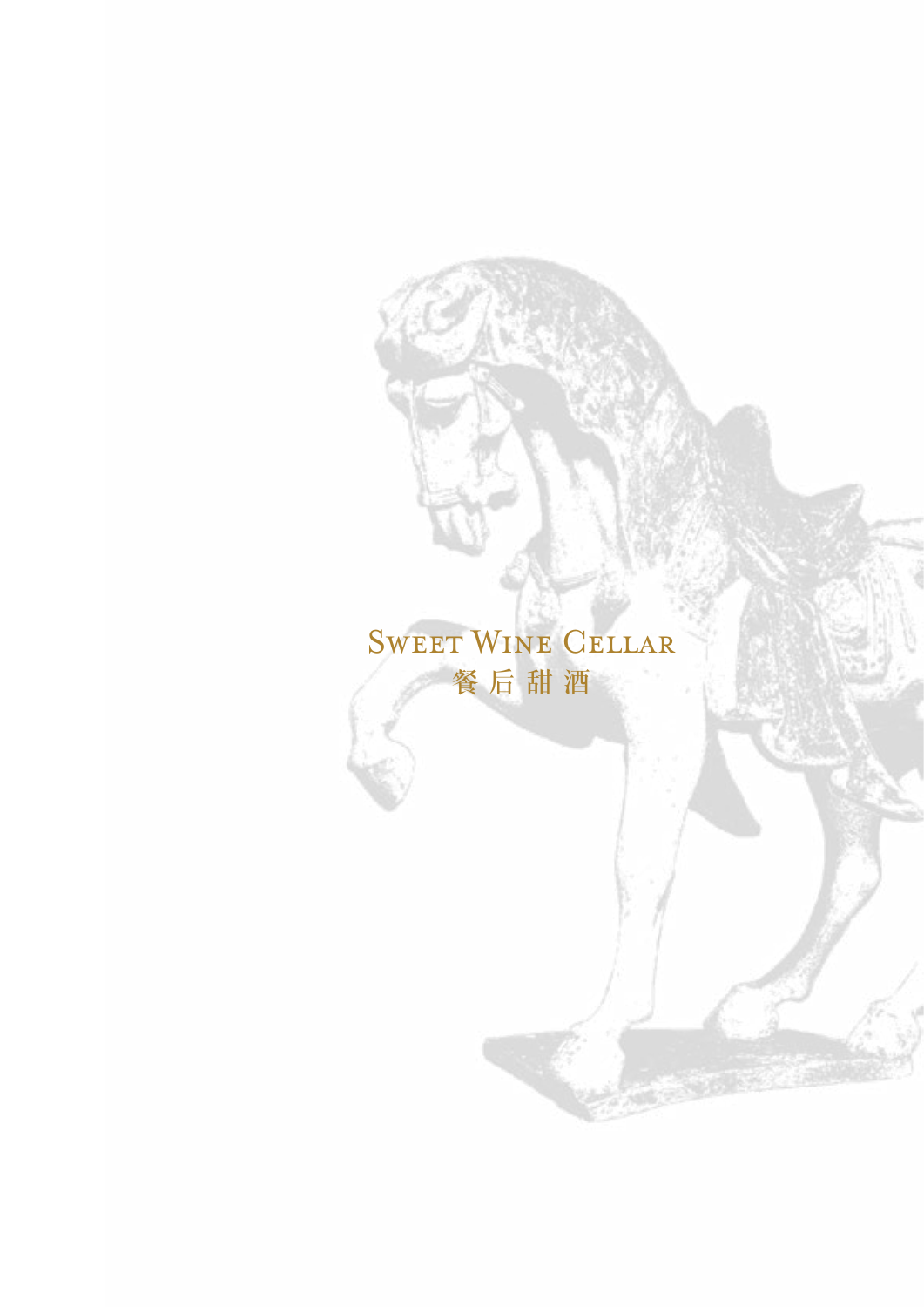# Sweet Wine Cellar
# 餐 后 甜 酒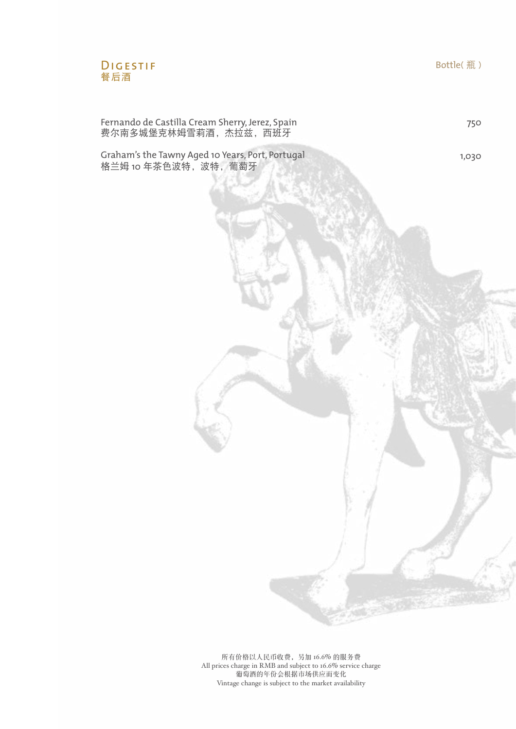## Digestif
## 餐后酒

| | Bottle( 瓶 ) |
|---|---|
| Fernando de Castilla Cream Sherry, Jerez, Spain<br>费尔南多城堡克林姆雪莉酒，杰拉兹，西班牙 | 750 |
| Graham's the Tawny Aged 10 Years, Port, Portugal<br>格兰姆 10 年茶色波特，波特，葡萄牙 | 1,030 |

所有价格以人民币收费，另加 16.6% 的服务费
All prices charge in RMB and subject to 16.6% service charge
葡萄酒的年份会根据市场供应而变化
Vintage change is subject to the market availability